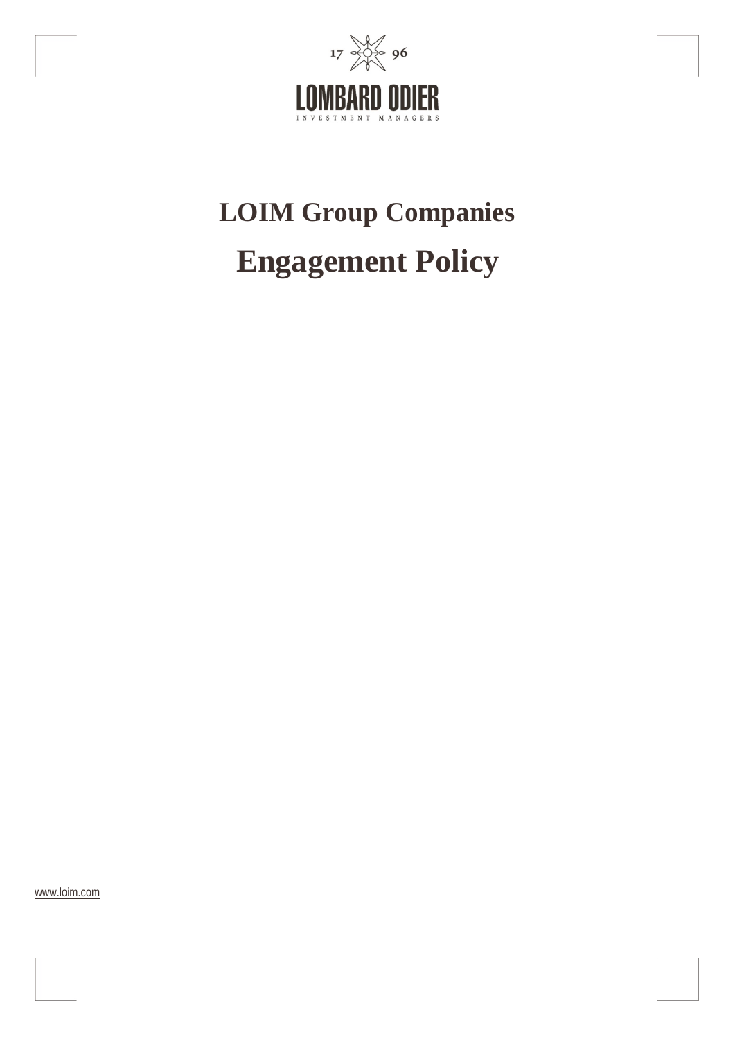17 96

LOMBARD ODIER

INVESTMENT MANAGERS

# LOIM Group Companies

# Engagement Policy

www.loim.com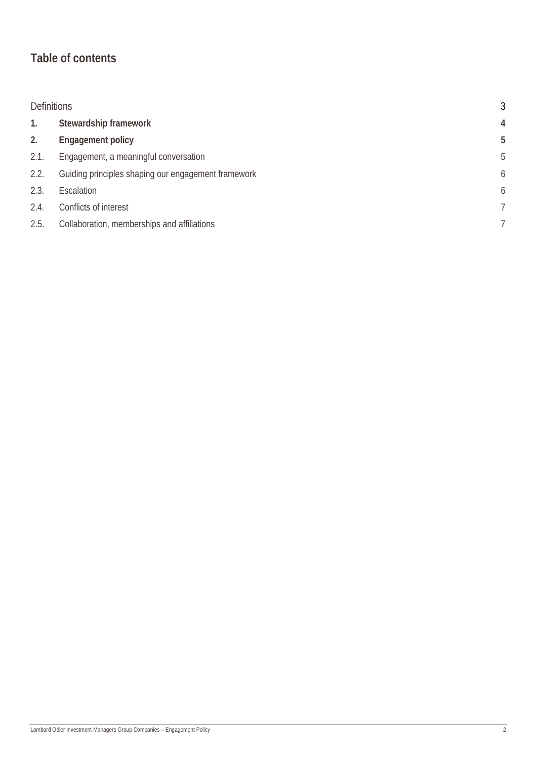# Table of contents

| | | |
|---|---|---|
| Definitions | | 3 |
| **1.** | **Stewardship framework** | **4** |
| **2.** | **Engagement policy** | **5** |
| 2.1. | Engagement, a meaningful conversation | 5 |
| 2.2. | Guiding principles shaping our engagement framework | 6 |
| 2.3. | Escalation | 6 |
| 2.4. | Conflicts of interest | 7 |
| 2.5. | Collaboration, memberships and affiliations | 7 |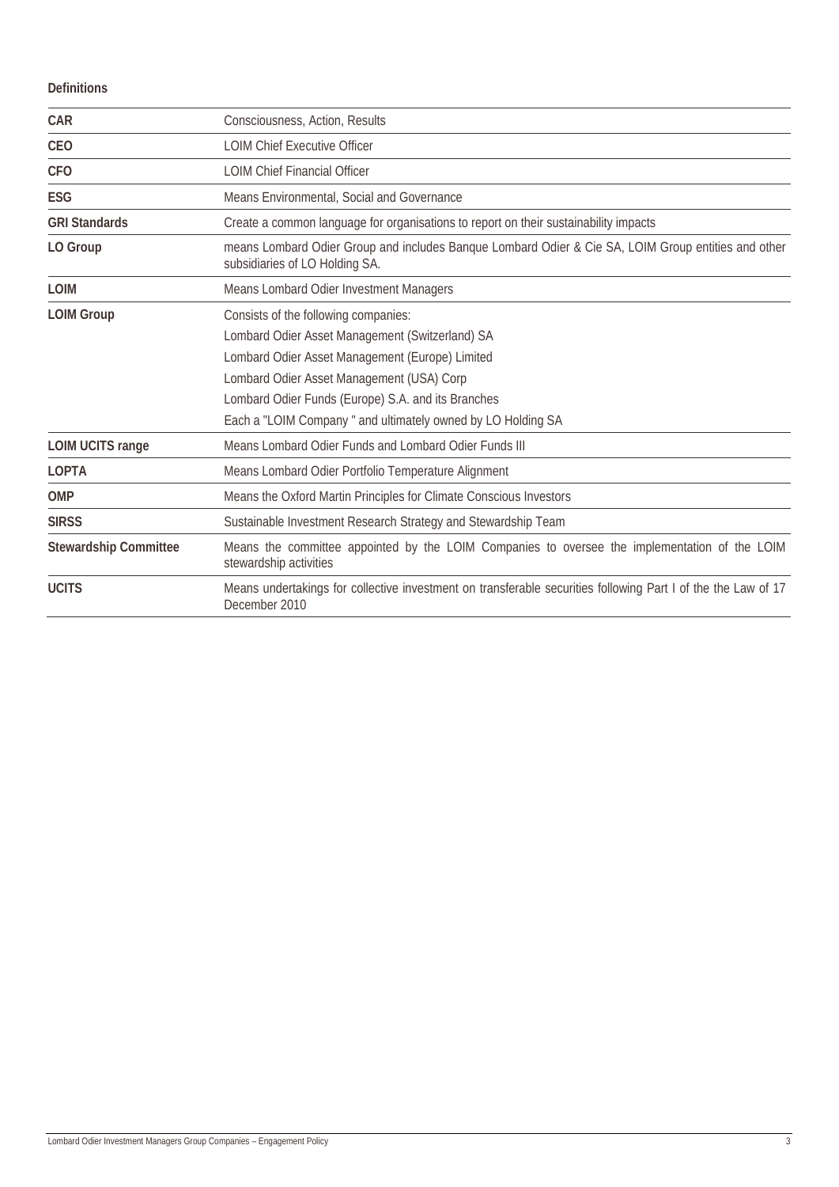**Definitions**

| | |
|---|---|
| **CAR** | Consciousness, Action, Results |
| **CEO** | LOIM Chief Executive Officer |
| **CFO** | LOIM Chief Financial Officer |
| **ESG** | Means Environmental, Social and Governance |
| **GRI Standards** | Create a common language for organisations to report on their sustainability impacts |
| **LO Group** | means Lombard Odier Group and includes Banque Lombard Odier & Cie SA, LOIM Group entities and other subsidiaries of LO Holding SA. |
| **LOIM** | Means Lombard Odier Investment Managers |
| **LOIM Group** | Consists of the following companies:<br>Lombard Odier Asset Management (Switzerland) SA<br>Lombard Odier Asset Management (Europe) Limited<br>Lombard Odier Asset Management (USA) Corp<br>Lombard Odier Funds (Europe) S.A. and its Branches<br>Each a "LOIM Company " and ultimately owned by LO Holding SA |
| **LOIM UCITS range** | Means Lombard Odier Funds and Lombard Odier Funds III |
| **LOPTA** | Means Lombard Odier Portfolio Temperature Alignment |
| **OMP** | Means the Oxford Martin Principles for Climate Conscious Investors |
| **SIRSS** | Sustainable Investment Research Strategy and Stewardship Team |
| **Stewardship Committee** | Means the committee appointed by the LOIM Companies to oversee the implementation of the LOIM stewardship activities |
| **UCITS** | Means undertakings for collective investment on transferable securities following Part I of the the Law of 17 December 2010 |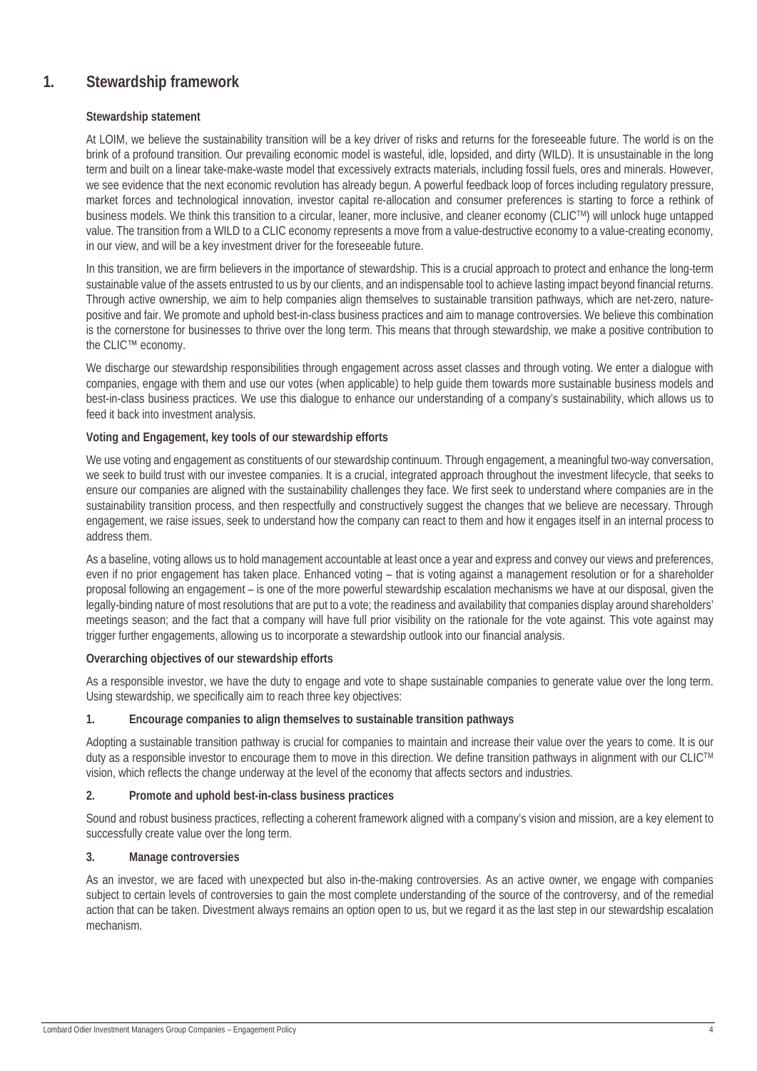# 1. Stewardship framework

### Stewardship statement

At LOIM, we believe the sustainability transition will be a key driver of risks and returns for the foreseeable future. The world is on the brink of a profound transition. Our prevailing economic model is wasteful, idle, lopsided, and dirty (WILD). It is unsustainable in the long term and built on a linear take-make-waste model that excessively extracts materials, including fossil fuels, ores and minerals. However, we see evidence that the next economic revolution has already begun. A powerful feedback loop of forces including regulatory pressure, market forces and technological innovation, investor capital re-allocation and consumer preferences is starting to force a rethink of business models. We think this transition to a circular, leaner, more inclusive, and cleaner economy (CLIC™) will unlock huge untapped value. The transition from a WILD to a CLIC economy represents a move from a value-destructive economy to a value-creating economy, in our view, and will be a key investment driver for the foreseeable future.

In this transition, we are firm believers in the importance of stewardship. This is a crucial approach to protect and enhance the long-term sustainable value of the assets entrusted to us by our clients, and an indispensable tool to achieve lasting impact beyond financial returns. Through active ownership, we aim to help companies align themselves to sustainable transition pathways, which are net-zero, nature-positive and fair. We promote and uphold best-in-class business practices and aim to manage controversies. We believe this combination is the cornerstone for businesses to thrive over the long term. This means that through stewardship, we make a positive contribution to the CLIC™ economy.

We discharge our stewardship responsibilities through engagement across asset classes and through voting. We enter a dialogue with companies, engage with them and use our votes (when applicable) to help guide them towards more sustainable business models and best-in-class business practices. We use this dialogue to enhance our understanding of a company's sustainability, which allows us to feed it back into investment analysis.

### Voting and Engagement, key tools of our stewardship efforts

We use voting and engagement as constituents of our stewardship continuum. Through engagement, a meaningful two-way conversation, we seek to build trust with our investee companies. It is a crucial, integrated approach throughout the investment lifecycle, that seeks to ensure our companies are aligned with the sustainability challenges they face. We first seek to understand where companies are in the sustainability transition process, and then respectfully and constructively suggest the changes that we believe are necessary. Through engagement, we raise issues, seek to understand how the company can react to them and how it engages itself in an internal process to address them.

As a baseline, voting allows us to hold management accountable at least once a year and express and convey our views and preferences, even if no prior engagement has taken place. Enhanced voting – that is voting against a management resolution or for a shareholder proposal following an engagement – is one of the more powerful stewardship escalation mechanisms we have at our disposal, given the legally-binding nature of most resolutions that are put to a vote; the readiness and availability that companies display around shareholders' meetings season; and the fact that a company will have full prior visibility on the rationale for the vote against. This vote against may trigger further engagements, allowing us to incorporate a stewardship outlook into our financial analysis.

### Overarching objectives of our stewardship efforts

As a responsible investor, we have the duty to engage and vote to shape sustainable companies to generate value over the long term. Using stewardship, we specifically aim to reach three key objectives:

#### 1. Encourage companies to align themselves to sustainable transition pathways

Adopting a sustainable transition pathway is crucial for companies to maintain and increase their value over the years to come. It is our duty as a responsible investor to encourage them to move in this direction. We define transition pathways in alignment with our CLIC™ vision, which reflects the change underway at the level of the economy that affects sectors and industries.

#### 2. Promote and uphold best-in-class business practices

Sound and robust business practices, reflecting a coherent framework aligned with a company's vision and mission, are a key element to successfully create value over the long term.

#### 3. Manage controversies

As an investor, we are faced with unexpected but also in-the-making controversies. As an active owner, we engage with companies subject to certain levels of controversies to gain the most complete understanding of the source of the controversy, and of the remedial action that can be taken. Divestment always remains an option open to us, but we regard it as the last step in our stewardship escalation mechanism.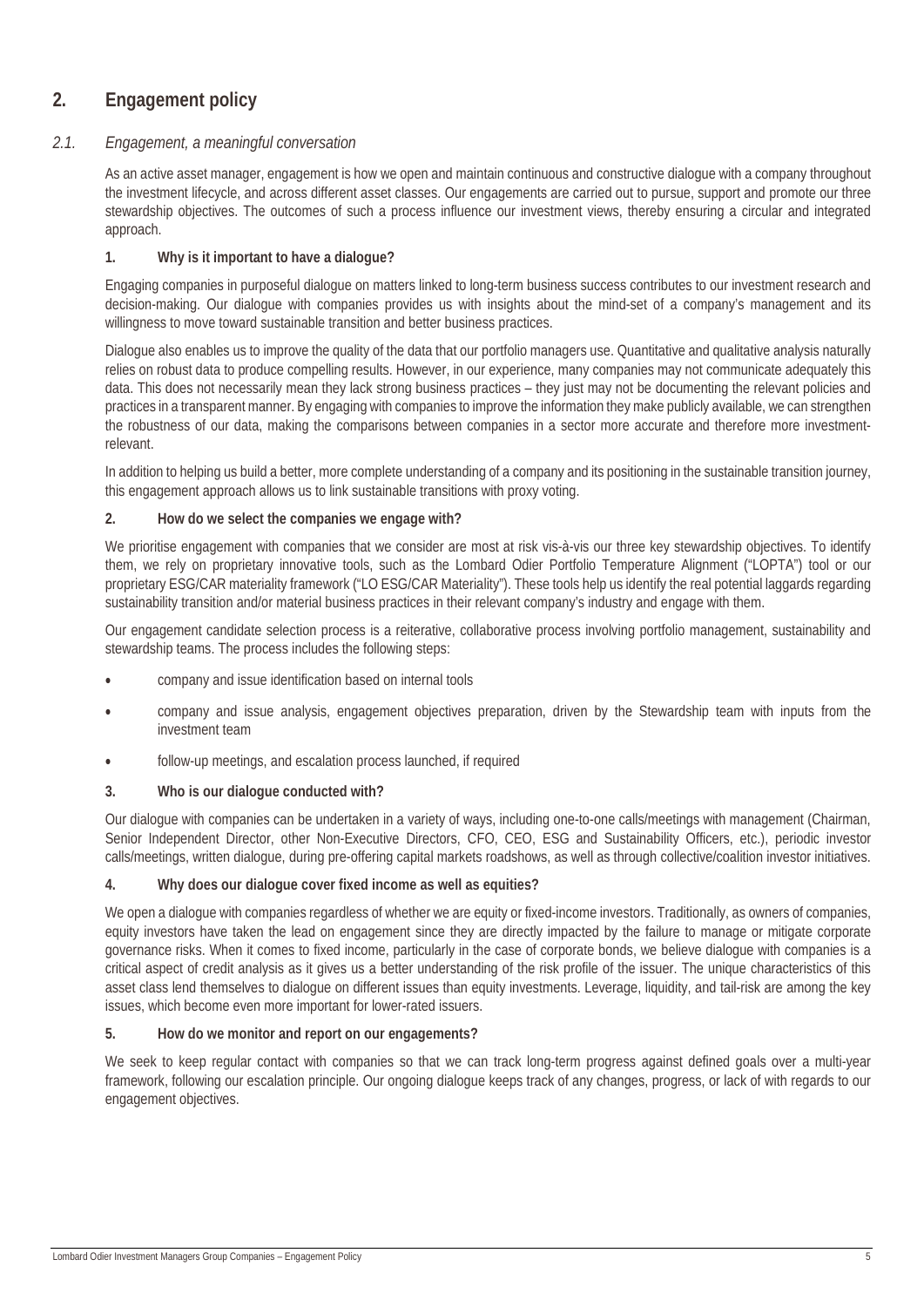## 2. Engagement policy

### *2.1. Engagement, a meaningful conversation*

As an active asset manager, engagement is how we open and maintain continuous and constructive dialogue with a company throughout the investment lifecycle, and across different asset classes. Our engagements are carried out to pursue, support and promote our three stewardship objectives. The outcomes of such a process influence our investment views, thereby ensuring a circular and integrated approach.

#### 1. Why is it important to have a dialogue?

Engaging companies in purposeful dialogue on matters linked to long-term business success contributes to our investment research and decision-making. Our dialogue with companies provides us with insights about the mind-set of a company's management and its willingness to move toward sustainable transition and better business practices.

Dialogue also enables us to improve the quality of the data that our portfolio managers use. Quantitative and qualitative analysis naturally relies on robust data to produce compelling results. However, in our experience, many companies may not communicate adequately this data. This does not necessarily mean they lack strong business practices – they just may not be documenting the relevant policies and practices in a transparent manner. By engaging with companies to improve the information they make publicly available, we can strengthen the robustness of our data, making the comparisons between companies in a sector more accurate and therefore more investment-relevant.

In addition to helping us build a better, more complete understanding of a company and its positioning in the sustainable transition journey, this engagement approach allows us to link sustainable transitions with proxy voting.

#### 2. How do we select the companies we engage with?

We prioritise engagement with companies that we consider are most at risk vis-à-vis our three key stewardship objectives. To identify them, we rely on proprietary innovative tools, such as the Lombard Odier Portfolio Temperature Alignment ("LOPTA") tool or our proprietary ESG/CAR materiality framework ("LO ESG/CAR Materiality"). These tools help us identify the real potential laggards regarding sustainability transition and/or material business practices in their relevant company's industry and engage with them.

Our engagement candidate selection process is a reiterative, collaborative process involving portfolio management, sustainability and stewardship teams. The process includes the following steps:

- company and issue identification based on internal tools
- company and issue analysis, engagement objectives preparation, driven by the Stewardship team with inputs from the investment team
- follow-up meetings, and escalation process launched, if required

#### 3. Who is our dialogue conducted with?

Our dialogue with companies can be undertaken in a variety of ways, including one-to-one calls/meetings with management (Chairman, Senior Independent Director, other Non-Executive Directors, CFO, CEO, ESG and Sustainability Officers, etc.), periodic investor calls/meetings, written dialogue, during pre-offering capital markets roadshows, as well as through collective/coalition investor initiatives.

#### 4. Why does our dialogue cover fixed income as well as equities?

We open a dialogue with companies regardless of whether we are equity or fixed-income investors. Traditionally, as owners of companies, equity investors have taken the lead on engagement since they are directly impacted by the failure to manage or mitigate corporate governance risks. When it comes to fixed income, particularly in the case of corporate bonds, we believe dialogue with companies is a critical aspect of credit analysis as it gives us a better understanding of the risk profile of the issuer. The unique characteristics of this asset class lend themselves to dialogue on different issues than equity investments. Leverage, liquidity, and tail-risk are among the key issues, which become even more important for lower-rated issuers.

#### 5. How do we monitor and report on our engagements?

We seek to keep regular contact with companies so that we can track long-term progress against defined goals over a multi-year framework, following our escalation principle. Our ongoing dialogue keeps track of any changes, progress, or lack of with regards to our engagement objectives.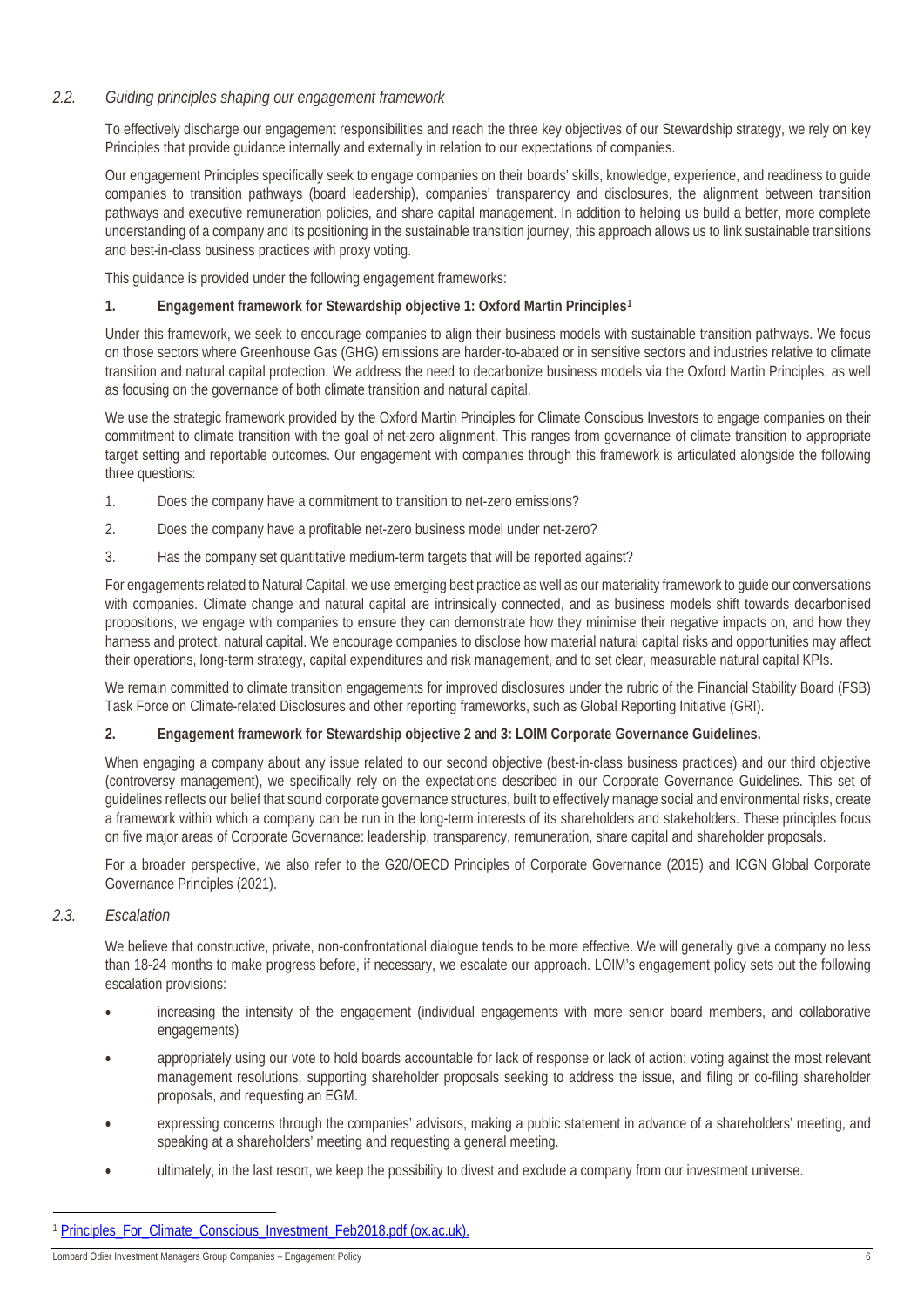### *2.2. Guiding principles shaping our engagement framework*

To effectively discharge our engagement responsibilities and reach the three key objectives of our Stewardship strategy, we rely on key Principles that provide guidance internally and externally in relation to our expectations of companies.

Our engagement Principles specifically seek to engage companies on their boards' skills, knowledge, experience, and readiness to guide companies to transition pathways (board leadership), companies' transparency and disclosures, the alignment between transition pathways and executive remuneration policies, and share capital management. In addition to helping us build a better, more complete understanding of a company and its positioning in the sustainable transition journey, this approach allows us to link sustainable transitions and best-in-class business practices with proxy voting.

This guidance is provided under the following engagement frameworks:

**1. Engagement framework for Stewardship objective 1: Oxford Martin Principles[1]**

Under this framework, we seek to encourage companies to align their business models with sustainable transition pathways. We focus on those sectors where Greenhouse Gas (GHG) emissions are harder-to-abated or in sensitive sectors and industries relative to climate transition and natural capital protection. We address the need to decarbonize business models via the Oxford Martin Principles, as well as focusing on the governance of both climate transition and natural capital.

We use the strategic framework provided by the Oxford Martin Principles for Climate Conscious Investors to engage companies on their commitment to climate transition with the goal of net-zero alignment. This ranges from governance of climate transition to appropriate target setting and reportable outcomes. Our engagement with companies through this framework is articulated alongside the following three questions:

1. Does the company have a commitment to transition to net-zero emissions?
2. Does the company have a profitable net-zero business model under net-zero?
3. Has the company set quantitative medium-term targets that will be reported against?

For engagements related to Natural Capital, we use emerging best practice as well as our materiality framework to guide our conversations with companies. Climate change and natural capital are intrinsically connected, and as business models shift towards decarbonised propositions, we engage with companies to ensure they can demonstrate how they minimise their negative impacts on, and how they harness and protect, natural capital. We encourage companies to disclose how material natural capital risks and opportunities may affect their operations, long-term strategy, capital expenditures and risk management, and to set clear, measurable natural capital KPIs.

We remain committed to climate transition engagements for improved disclosures under the rubric of the Financial Stability Board (FSB) Task Force on Climate-related Disclosures and other reporting frameworks, such as Global Reporting Initiative (GRI).

**2. Engagement framework for Stewardship objective 2 and 3: LOIM Corporate Governance Guidelines.**

When engaging a company about any issue related to our second objective (best-in-class business practices) and our third objective (controversy management), we specifically rely on the expectations described in our Corporate Governance Guidelines. This set of guidelines reflects our belief that sound corporate governance structures, built to effectively manage social and environmental risks, create a framework within which a company can be run in the long-term interests of its shareholders and stakeholders. These principles focus on five major areas of Corporate Governance: leadership, transparency, remuneration, share capital and shareholder proposals.

For a broader perspective, we also refer to the G20/OECD Principles of Corporate Governance (2015) and ICGN Global Corporate Governance Principles (2021).

### *2.3. Escalation*

We believe that constructive, private, non-confrontational dialogue tends to be more effective. We will generally give a company no less than 18-24 months to make progress before, if necessary, we escalate our approach. LOIM's engagement policy sets out the following escalation provisions:

- increasing the intensity of the engagement (individual engagements with more senior board members, and collaborative engagements)
- appropriately using our vote to hold boards accountable for lack of response or lack of action: voting against the most relevant management resolutions, supporting shareholder proposals seeking to address the issue, and filing or co-filing shareholder proposals, and requesting an EGM.
- expressing concerns through the companies' advisors, making a public statement in advance of a shareholders' meeting, and speaking at a shareholders' meeting and requesting a general meeting.
- ultimately, in the last resort, we keep the possibility to divest and exclude a company from our investment universe.

[1] Principles_For_Climate_Conscious_Investment_Feb2018.pdf (ox.ac.uk).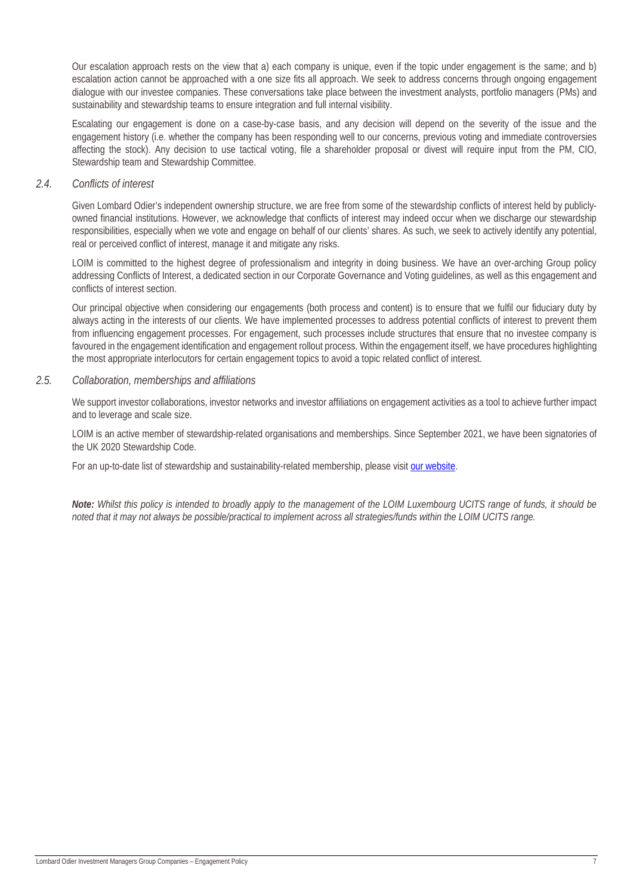Our escalation approach rests on the view that a) each company is unique, even if the topic under engagement is the same; and b) escalation action cannot be approached with a one size fits all approach. We seek to address concerns through ongoing engagement dialogue with our investee companies. These conversations take place between the investment analysts, portfolio managers (PMs) and sustainability and stewardship teams to ensure integration and full internal visibility.

Escalating our engagement is done on a case-by-case basis, and any decision will depend on the severity of the issue and the engagement history (i.e. whether the company has been responding well to our concerns, previous voting and immediate controversies affecting the stock). Any decision to use tactical voting, file a shareholder proposal or divest will require input from the PM, CIO, Stewardship team and Stewardship Committee.

### *2.4. Conflicts of interest*

Given Lombard Odier's independent ownership structure, we are free from some of the stewardship conflicts of interest held by publicly-owned financial institutions. However, we acknowledge that conflicts of interest may indeed occur when we discharge our stewardship responsibilities, especially when we vote and engage on behalf of our clients' shares. As such, we seek to actively identify any potential, real or perceived conflict of interest, manage it and mitigate any risks.

LOIM is committed to the highest degree of professionalism and integrity in doing business. We have an over-arching Group policy addressing Conflicts of Interest, a dedicated section in our Corporate Governance and Voting guidelines, as well as this engagement and conflicts of interest section.

Our principal objective when considering our engagements (both process and content) is to ensure that we fulfil our fiduciary duty by always acting in the interests of our clients. We have implemented processes to address potential conflicts of interest to prevent them from influencing engagement processes. For engagement, such processes include structures that ensure that no investee company is favoured in the engagement identification and engagement rollout process. Within the engagement itself, we have procedures highlighting the most appropriate interlocutors for certain engagement topics to avoid a topic related conflict of interest.

### *2.5. Collaboration, memberships and affiliations*

We support investor collaborations, investor networks and investor affiliations on engagement activities as a tool to achieve further impact and to leverage and scale size.

LOIM is an active member of stewardship-related organisations and memberships. Since September 2021, we have been signatories of the UK 2020 Stewardship Code.

For an up-to-date list of stewardship and sustainability-related membership, please visit our website.

***Note:** Whilst this policy is intended to broadly apply to the management of the LOIM Luxembourg UCITS range of funds, it should be noted that it may not always be possible/practical to implement across all strategies/funds within the LOIM UCITS range.*